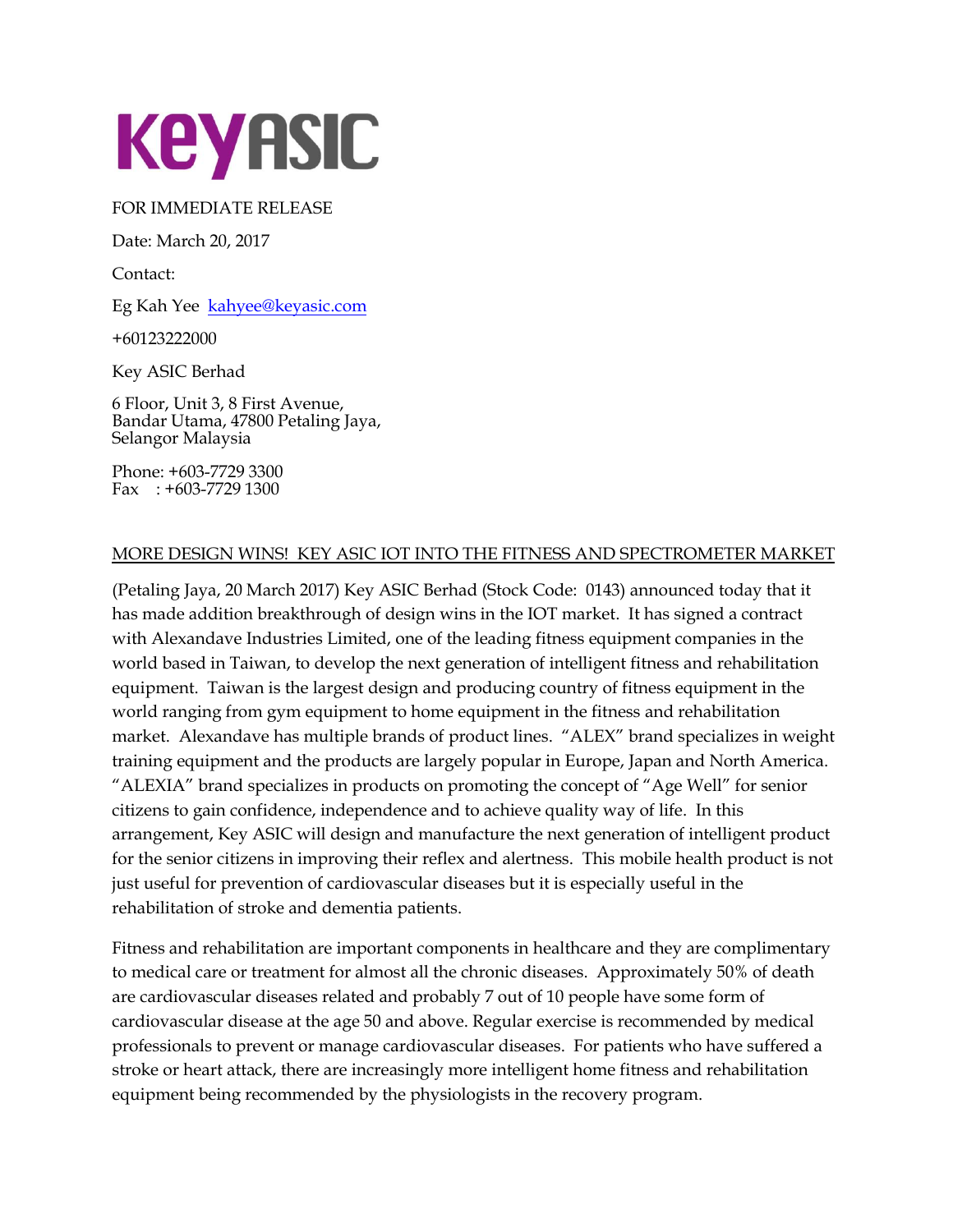KeyASIC

FOR IMMEDIATE RELEASE

Date: March 20, 2017

Contact:

Eg Kah Yee kahyee@keyasic.com

+60123222000

Key ASIC Berhad

6 Floor, Unit 3, 8 First Avenue,
Bandar Utama, 47800 Petaling Jaya,
Selangor Malaysia

Phone: +603-7729 3300
Fax : +603-7729 1300

## MORE DESIGN WINS! KEY ASIC IOT INTO THE FITNESS AND SPECTROMETER MARKET

(Petaling Jaya, 20 March 2017) Key ASIC Berhad (Stock Code: 0143) announced today that it has made addition breakthrough of design wins in the IOT market. It has signed a contract with Alexandave Industries Limited, one of the leading fitness equipment companies in the world based in Taiwan, to develop the next generation of intelligent fitness and rehabilitation equipment. Taiwan is the largest design and producing country of fitness equipment in the world ranging from gym equipment to home equipment in the fitness and rehabilitation market. Alexandave has multiple brands of product lines. "ALEX" brand specializes in weight training equipment and the products are largely popular in Europe, Japan and North America. "ALEXIA" brand specializes in products on promoting the concept of "Age Well" for senior citizens to gain confidence, independence and to achieve quality way of life. In this arrangement, Key ASIC will design and manufacture the next generation of intelligent product for the senior citizens in improving their reflex and alertness. This mobile health product is not just useful for prevention of cardiovascular diseases but it is especially useful in the rehabilitation of stroke and dementia patients.

Fitness and rehabilitation are important components in healthcare and they are complimentary to medical care or treatment for almost all the chronic diseases. Approximately 50% of death are cardiovascular diseases related and probably 7 out of 10 people have some form of cardiovascular disease at the age 50 and above. Regular exercise is recommended by medical professionals to prevent or manage cardiovascular diseases. For patients who have suffered a stroke or heart attack, there are increasingly more intelligent home fitness and rehabilitation equipment being recommended by the physiologists in the recovery program.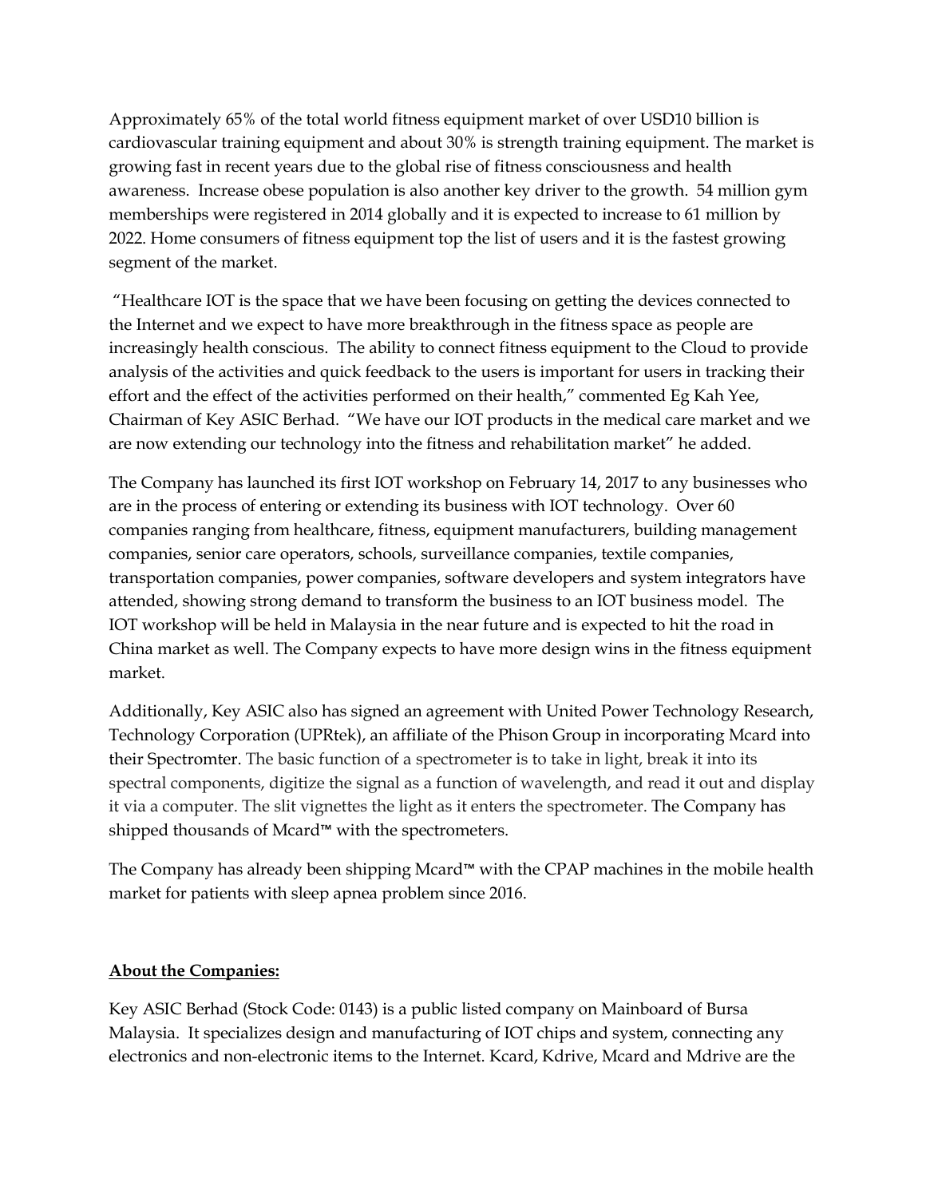Approximately 65% of the total world fitness equipment market of over USD10 billion is cardiovascular training equipment and about 30% is strength training equipment. The market is growing fast in recent years due to the global rise of fitness consciousness and health awareness. Increase obese population is also another key driver to the growth. 54 million gym memberships were registered in 2014 globally and it is expected to increase to 61 million by 2022. Home consumers of fitness equipment top the list of users and it is the fastest growing segment of the market.

"Healthcare IOT is the space that we have been focusing on getting the devices connected to the Internet and we expect to have more breakthrough in the fitness space as people are increasingly health conscious. The ability to connect fitness equipment to the Cloud to provide analysis of the activities and quick feedback to the users is important for users in tracking their effort and the effect of the activities performed on their health," commented Eg Kah Yee, Chairman of Key ASIC Berhad. "We have our IOT products in the medical care market and we are now extending our technology into the fitness and rehabilitation market" he added.

The Company has launched its first IOT workshop on February 14, 2017 to any businesses who are in the process of entering or extending its business with IOT technology. Over 60 companies ranging from healthcare, fitness, equipment manufacturers, building management companies, senior care operators, schools, surveillance companies, textile companies, transportation companies, power companies, software developers and system integrators have attended, showing strong demand to transform the business to an IOT business model. The IOT workshop will be held in Malaysia in the near future and is expected to hit the road in China market as well. The Company expects to have more design wins in the fitness equipment market.

Additionally, Key ASIC also has signed an agreement with United Power Technology Research, Technology Corporation (UPRtek), an affiliate of the Phison Group in incorporating Mcard into their Spectromter. The basic function of a spectrometer is to take in light, break it into its spectral components, digitize the signal as a function of wavelength, and read it out and display it via a computer. The slit vignettes the light as it enters the spectrometer. The Company has shipped thousands of Mcard™ with the spectrometers.

The Company has already been shipping Mcard™ with the CPAP machines in the mobile health market for patients with sleep apnea problem since 2016.

**About the Companies:**

Key ASIC Berhad (Stock Code: 0143) is a public listed company on Mainboard of Bursa Malaysia. It specializes design and manufacturing of IOT chips and system, connecting any electronics and non-electronic items to the Internet. Kcard, Kdrive, Mcard and Mdrive are the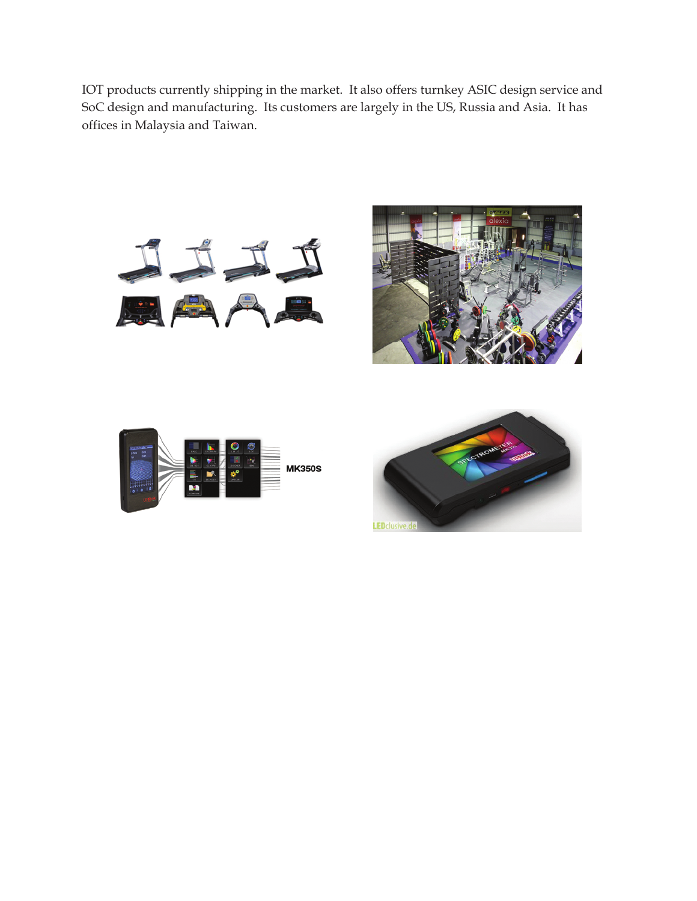IOT products currently shipping in the market. It also offers turnkey ASIC design service and SoC design and manufacturing. Its customers are largely in the US, Russia and Asia. It has offices in Malaysia and Taiwan.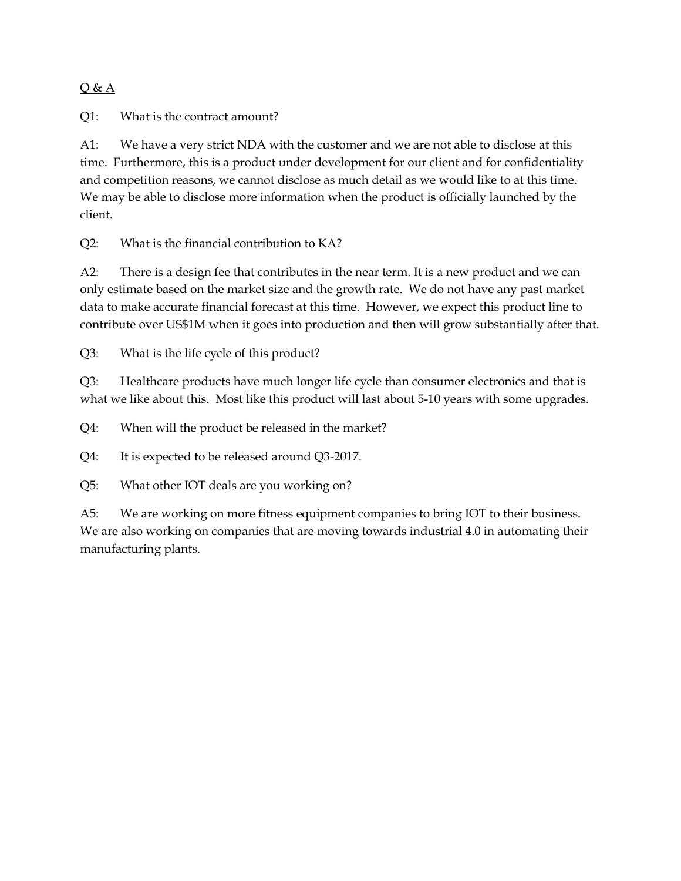<u>Q & A</u>

Q1: What is the contract amount?

A1: We have a very strict NDA with the customer and we are not able to disclose at this time. Furthermore, this is a product under development for our client and for confidentiality and competition reasons, we cannot disclose as much detail as we would like to at this time. We may be able to disclose more information when the product is officially launched by the client.

Q2: What is the financial contribution to KA?

A2: There is a design fee that contributes in the near term. It is a new product and we can only estimate based on the market size and the growth rate. We do not have any past market data to make accurate financial forecast at this time. However, we expect this product line to contribute over US$1M when it goes into production and then will grow substantially after that.

Q3: What is the life cycle of this product?

Q3: Healthcare products have much longer life cycle than consumer electronics and that is what we like about this. Most like this product will last about 5-10 years with some upgrades.

Q4: When will the product be released in the market?

Q4: It is expected to be released around Q3-2017.

Q5: What other IOT deals are you working on?

A5: We are working on more fitness equipment companies to bring IOT to their business. We are also working on companies that are moving towards industrial 4.0 in automating their manufacturing plants.